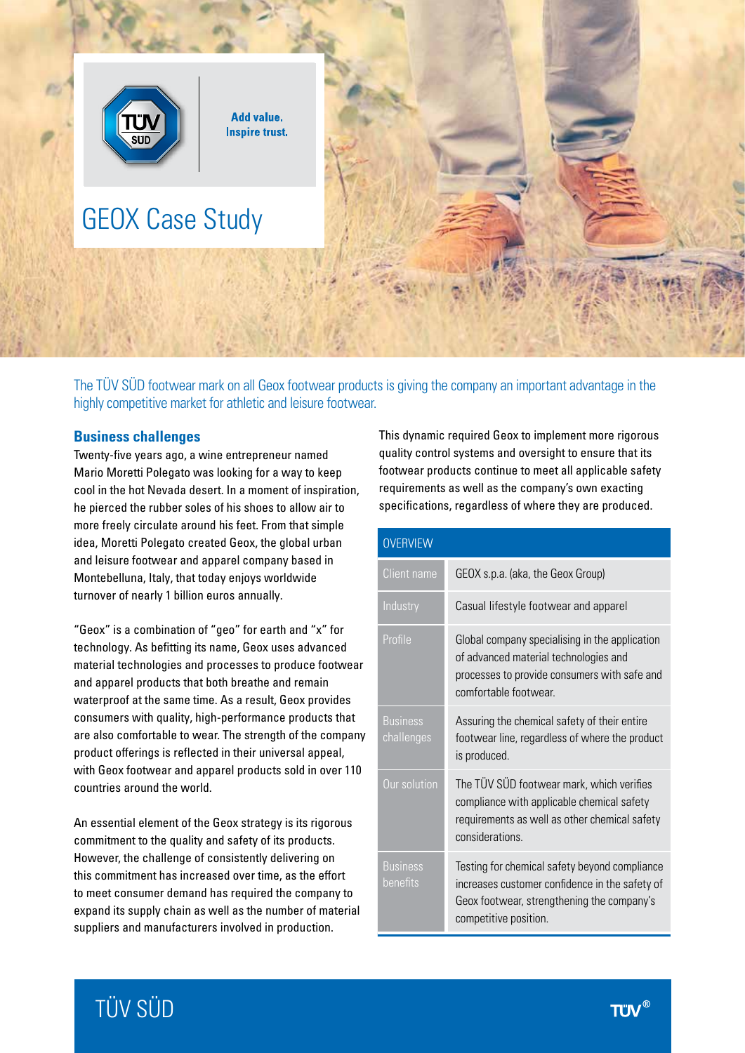# GEOX Case Study

The TÜV SÜD footwear mark on all Geox footwear products is giving the company an important advantage in the highly competitive market for athletic and leisure footwear.

## Business challenges

Twenty-five years ago, a wine entrepreneur named Mario Moretti Polegato was looking for a way to keep cool in the hot Nevada desert. In a moment of inspiration, he pierced the rubber soles of his shoes to allow air to more freely circulate around his feet. From that simple idea, Moretti Polegato created Geox, the global urban and leisure footwear and apparel company based in Montebelluna, Italy, that today enjoys worldwide turnover of nearly 1 billion euros annually.

"Geox" is a combination of "geo" for earth and "x" for technology. As befitting its name, Geox uses advanced material technologies and processes to produce footwear and apparel products that both breathe and remain waterproof at the same time. As a result, Geox provides consumers with quality, high-performance products that are also comfortable to wear. The strength of the company product offerings is reflected in their universal appeal, with Geox footwear and apparel products sold in over 110 countries around the world.

An essential element of the Geox strategy is its rigorous commitment to the quality and safety of its products. However, the challenge of consistently delivering on this commitment has increased over time, as the effort to meet consumer demand has required the company to expand its supply chain as well as the number of material suppliers and manufacturers involved in production.

This dynamic required Geox to implement more rigorous quality control systems and oversight to ensure that its footwear products continue to meet all applicable safety requirements as well as the company's own exacting specifications, regardless of where they are produced.

| OVERVIEW | |
|---|---|
| Client name | GEOX s.p.a. (aka, the Geox Group) |
| Industry | Casual lifestyle footwear and apparel |
| Profile | Global company specialising in the application of advanced material technologies and processes to provide consumers with safe and comfortable footwear. |
| Business challenges | Assuring the chemical safety of their entire footwear line, regardless of where the product is produced. |
| Our solution | The TÜV SÜD footwear mark, which verifies compliance with applicable chemical safety requirements as well as other chemical safety considerations. |
| Business benefits | Testing for chemical safety beyond compliance increases customer confidence in the safety of Geox footwear, strengthening the company's competitive position. |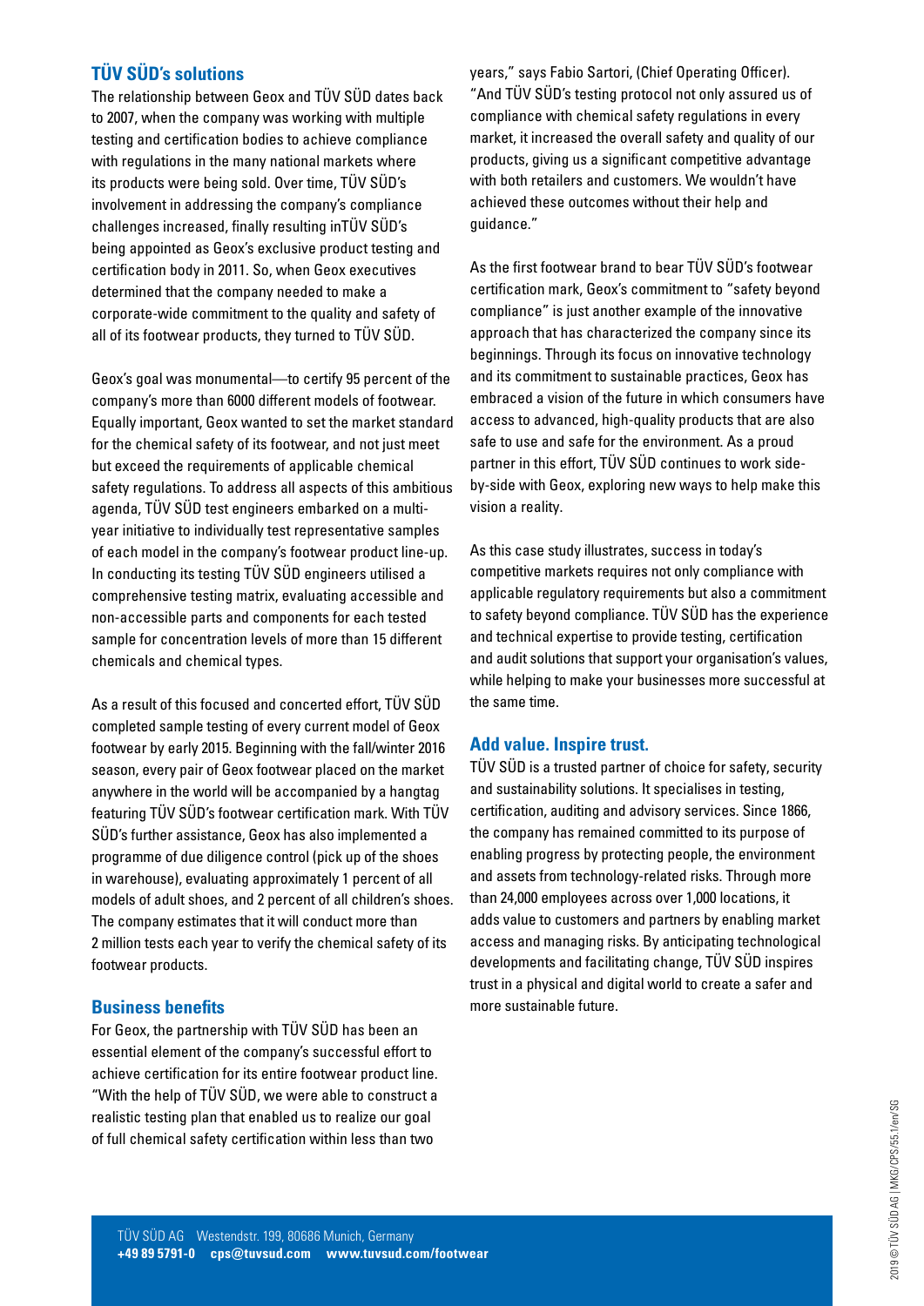## TÜV SÜD's solutions

The relationship between Geox and TÜV SÜD dates back to 2007, when the company was working with multiple testing and certification bodies to achieve compliance with regulations in the many national markets where its products were being sold. Over time, TÜV SÜD's involvement in addressing the company's compliance challenges increased, finally resulting inTÜV SÜD's being appointed as Geox's exclusive product testing and certification body in 2011. So, when Geox executives determined that the company needed to make a corporate-wide commitment to the quality and safety of all of its footwear products, they turned to TÜV SÜD.

Geox's goal was monumental—to certify 95 percent of the company's more than 6000 different models of footwear. Equally important, Geox wanted to set the market standard for the chemical safety of its footwear, and not just meet but exceed the requirements of applicable chemical safety regulations. To address all aspects of this ambitious agenda, TÜV SÜD test engineers embarked on a multi-year initiative to individually test representative samples of each model in the company's footwear product line-up. In conducting its testing TÜV SÜD engineers utilised a comprehensive testing matrix, evaluating accessible and non-accessible parts and components for each tested sample for concentration levels of more than 15 different chemicals and chemical types.

As a result of this focused and concerted effort, TÜV SÜD completed sample testing of every current model of Geox footwear by early 2015. Beginning with the fall/winter 2016 season, every pair of Geox footwear placed on the market anywhere in the world will be accompanied by a hangtag featuring TÜV SÜD's footwear certification mark. With TÜV SÜD's further assistance, Geox has also implemented a programme of due diligence control (pick up of the shoes in warehouse), evaluating approximately 1 percent of all models of adult shoes, and 2 percent of all children's shoes. The company estimates that it will conduct more than 2 million tests each year to verify the chemical safety of its footwear products.

## Business benefits

For Geox, the partnership with TÜV SÜD has been an essential element of the company's successful effort to achieve certification for its entire footwear product line. "With the help of TÜV SÜD, we were able to construct a realistic testing plan that enabled us to realize our goal of full chemical safety certification within less than two years," says Fabio Sartori, (Chief Operating Officer). "And TÜV SÜD's testing protocol not only assured us of compliance with chemical safety regulations in every market, it increased the overall safety and quality of our products, giving us a significant competitive advantage with both retailers and customers. We wouldn't have achieved these outcomes without their help and guidance."

As the first footwear brand to bear TÜV SÜD's footwear certification mark, Geox's commitment to "safety beyond compliance" is just another example of the innovative approach that has characterized the company since its beginnings. Through its focus on innovative technology and its commitment to sustainable practices, Geox has embraced a vision of the future in which consumers have access to advanced, high-quality products that are also safe to use and safe for the environment. As a proud partner in this effort, TÜV SÜD continues to work side-by-side with Geox, exploring new ways to help make this vision a reality.

As this case study illustrates, success in today's competitive markets requires not only compliance with applicable regulatory requirements but also a commitment to safety beyond compliance. TÜV SÜD has the experience and technical expertise to provide testing, certification and audit solutions that support your organisation's values, while helping to make your businesses more successful at the same time.

## Add value. Inspire trust.

TÜV SÜD is a trusted partner of choice for safety, security and sustainability solutions. It specialises in testing, certification, auditing and advisory services. Since 1866, the company has remained committed to its purpose of enabling progress by protecting people, the environment and assets from technology-related risks. Through more than 24,000 employees across over 1,000 locations, it adds value to customers and partners by enabling market access and managing risks. By anticipating technological developments and facilitating change, TÜV SÜD inspires trust in a physical and digital world to create a safer and more sustainable future.

TÜV SÜD AG Westendstr. 199, 80686 Munich, Germany
**+49 89 5791-0 cps@tuvsud.com www.tuvsud.com/footwear**

2019 © TÜV SÜD AG | MKG/CPS/55.1/en/SG